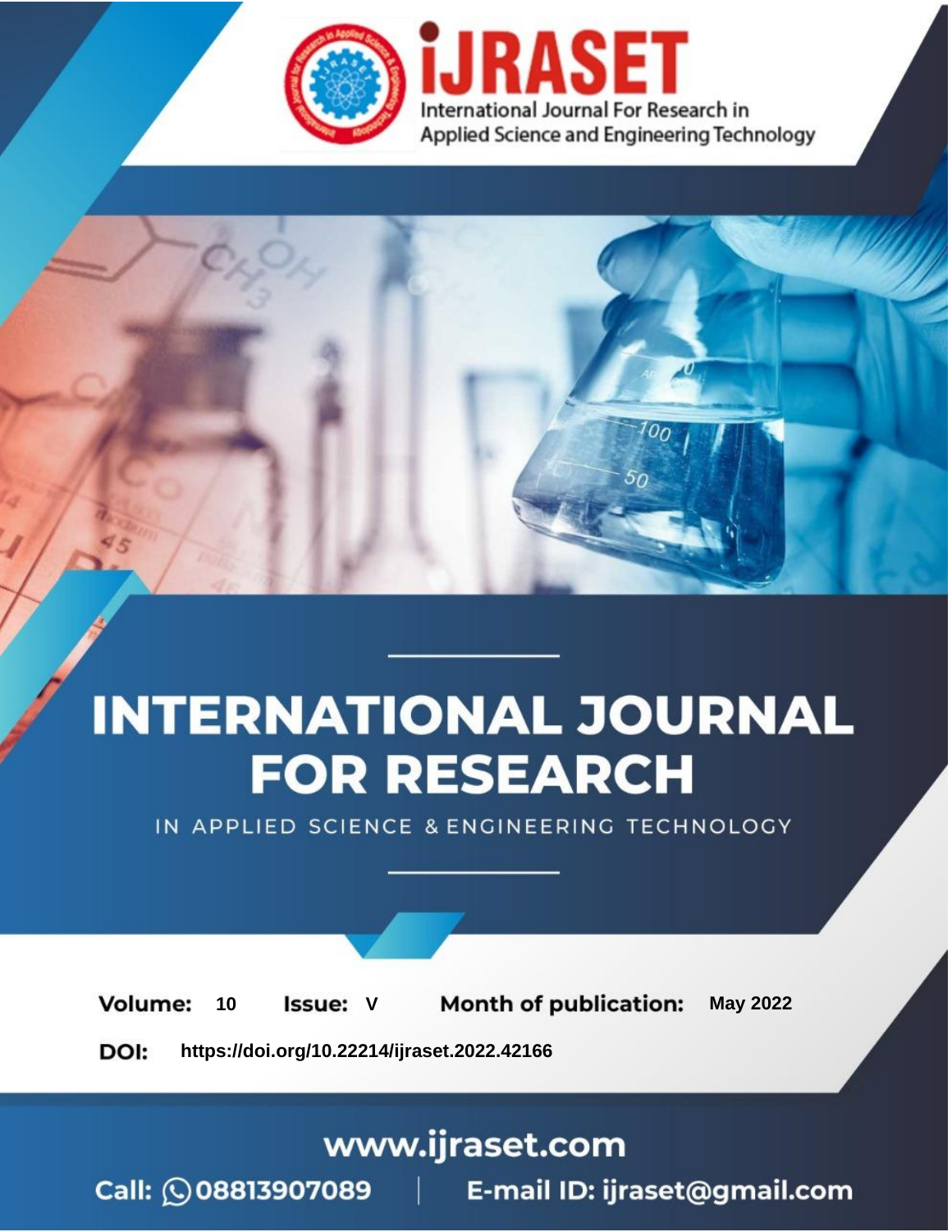# iJRASET

International Journal For Research in Applied Science and Engineering Technology

# INTERNATIONAL JOURNAL FOR RESEARCH

IN APPLIED SCIENCE & ENGINEERING TECHNOLOGY

**Volume:** 10 **Issue:** V **Month of publication:** May 2022

**DOI:** https://doi.org/10.22214/ijraset.2022.42166

www.ijraset.com

Call: 08813907089 | E-mail ID: ijraset@gmail.com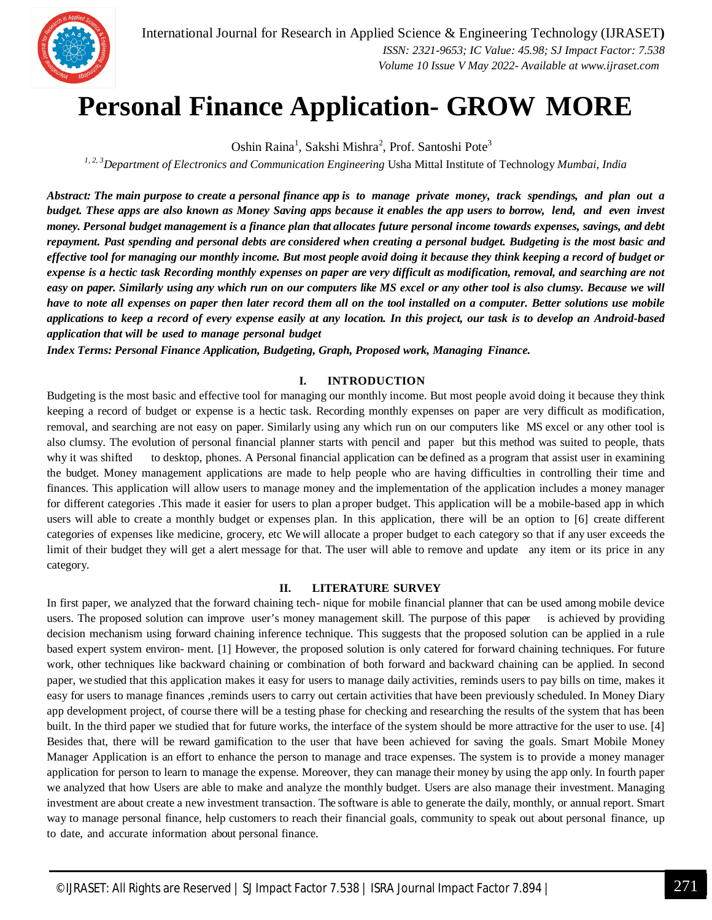# Personal Finance Application- GROW MORE

Oshin Raina[1], Sakshi Mishra[2], Prof. Santoshi Pote[3]

[1, 2, 3]*Department of Electronics and Communication Engineering* Usha Mittal Institute of Technology *Mumbai, India*

***Abstract: The main purpose to create a personal finance app is to manage private money, track spendings, and plan out a budget. These apps are also known as Money Saving apps because it enables the app users to borrow, lend, and even invest money. Personal budget management is a finance plan that allocates future personal income towards expenses, savings, and debt repayment. Past spending and personal debts are considered when creating a personal budget. Budgeting is the most basic and effective tool for managing our monthly income. But most people avoid doing it because they think keeping a record of budget or expense is a hectic task Recording monthly expenses on paper are very difficult as modification, removal, and searching are not easy on paper. Similarly using any which run on our computers like MS excel or any other tool is also clumsy. Because we will have to note all expenses on paper then later record them all on the tool installed on a computer. Better solutions use mobile applications to keep a record of every expense easily at any location. In this project, our task is to develop an Android-based application that will be used to manage personal budget***

***Index Terms: Personal Finance Application, Budgeting, Graph, Proposed work, Managing Finance.***

## I. INTRODUCTION

Budgeting is the most basic and effective tool for managing our monthly income. But most people avoid doing it because they think keeping a record of budget or expense is a hectic task. Recording monthly expenses on paper are very difficult as modification, removal, and searching are not easy on paper. Similarly using any which run on our computers like MS excel or any other tool is also clumsy. The evolution of personal financial planner starts with pencil and paper but this method was suited to people, thats why it was shifted to desktop, phones. A Personal financial application can be defined as a program that assist user in examining the budget. Money management applications are made to help people who are having difficulties in controlling their time and finances. This application will allow users to manage money and the implementation of the application includes a money manager for different categories .This made it easier for users to plan a proper budget. This application will be a mobile-based app in which users will able to create a monthly budget or expenses plan. In this application, there will be an option to [6] create different categories of expenses like medicine, grocery, etc We will allocate a proper budget to each category so that if any user exceeds the limit of their budget they will get a alert message for that. The user will able to remove and update any item or its price in any category.

## II. LITERATURE SURVEY

In first paper, we analyzed that the forward chaining tech- nique for mobile financial planner that can be used among mobile device users. The proposed solution can improve user's money management skill. The purpose of this paper is achieved by providing decision mechanism using forward chaining inference technique. This suggests that the proposed solution can be applied in a rule based expert system environ- ment. [1] However, the proposed solution is only catered for forward chaining techniques. For future work, other techniques like backward chaining or combination of both forward and backward chaining can be applied. In second paper, we studied that this application makes it easy for users to manage daily activities, reminds users to pay bills on time, makes it easy for users to manage finances ,reminds users to carry out certain activities that have been previously scheduled. In Money Diary app development project, of course there will be a testing phase for checking and researching the results of the system that has been built. In the third paper we studied that for future works, the interface of the system should be more attractive for the user to use. [4] Besides that, there will be reward gamification to the user that have been achieved for saving the goals. Smart Mobile Money Manager Application is an effort to enhance the person to manage and trace expenses. The system is to provide a money manager application for person to learn to manage the expense. Moreover, they can manage their money by using the app only. In fourth paper we analyzed that how Users are able to make and analyze the monthly budget. Users are also manage their investment. Managing investment are about create a new investment transaction. The software is able to generate the daily, monthly, or annual report. Smart way to manage personal finance, help customers to reach their financial goals, community to speak out about personal finance, up to date, and accurate information about personal finance.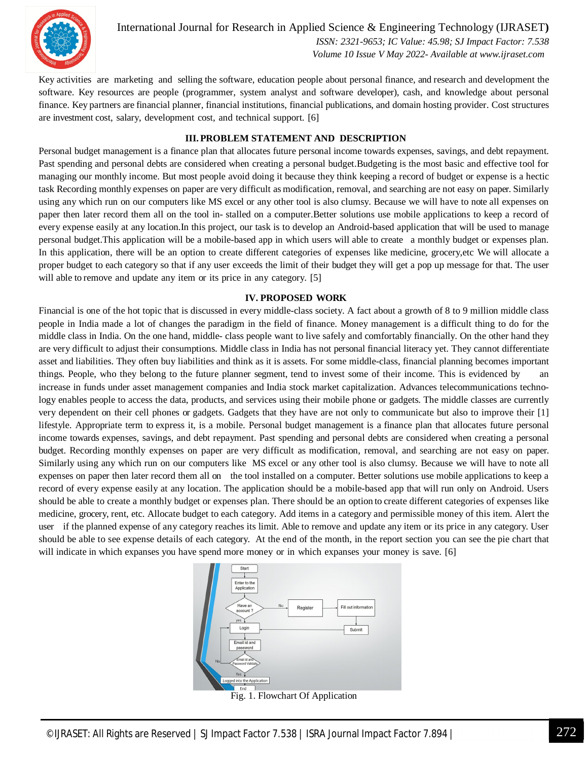Key activities are marketing and selling the software, education people about personal finance, and research and development the software. Key resources are people (programmer, system analyst and software developer), cash, and knowledge about personal finance. Key partners are financial planner, financial institutions, financial publications, and domain hosting provider. Cost structures are investment cost, salary, development cost, and technical support. [6]

## III. PROBLEM STATEMENT AND DESCRIPTION

Personal budget management is a finance plan that allocates future personal income towards expenses, savings, and debt repayment. Past spending and personal debts are considered when creating a personal budget.Budgeting is the most basic and effective tool for managing our monthly income. But most people avoid doing it because they think keeping a record of budget or expense is a hectic task Recording monthly expenses on paper are very difficult as modification, removal, and searching are not easy on paper. Similarly using any which run on our computers like MS excel or any other tool is also clumsy. Because we will have to note all expenses on paper then later record them all on the tool in- stalled on a computer.Better solutions use mobile applications to keep a record of every expense easily at any location.In this project, our task is to develop an Android-based application that will be used to manage personal budget.This application will be a mobile-based app in which users will able to create a monthly budget or expenses plan. In this application, there will be an option to create different categories of expenses like medicine, grocery,etc We will allocate a proper budget to each category so that if any user exceeds the limit of their budget they will get a pop up message for that. The user will able to remove and update any item or its price in any category. [5]

## IV. PROPOSED WORK

Financial is one of the hot topic that is discussed in every middle-class society. A fact about a growth of 8 to 9 million middle class people in India made a lot of changes the paradigm in the field of finance. Money management is a difficult thing to do for the middle class in India. On the one hand, middle- class people want to live safely and comfortably financially. On the other hand they are very difficult to adjust their consumptions. Middle class in India has not personal financial literacy yet. They cannot differentiate asset and liabilities. They often buy liabilities and think as it is assets. For some middle-class, financial planning becomes important things. People, who they belong to the future planner segment, tend to invest some of their income. This is evidenced by an increase in funds under asset management companies and India stock market capitalization. Advances telecommunications techno-logy enables people to access the data, products, and services using their mobile phone or gadgets. The middle classes are currently very dependent on their cell phones or gadgets. Gadgets that they have are not only to communicate but also to improve their [1] lifestyle. Appropriate term to express it, is a mobile. Personal budget management is a finance plan that allocates future personal income towards expenses, savings, and debt repayment. Past spending and personal debts are considered when creating a personal budget. Recording monthly expenses on paper are very difficult as modification, removal, and searching are not easy on paper. Similarly using any which run on our computers like MS excel or any other tool is also clumsy. Because we will have to note all expenses on paper then later record them all on the tool installed on a computer. Better solutions use mobile applications to keep a record of every expense easily at any location. The application should be a mobile-based app that will run only on Android. Users should be able to create a monthly budget or expenses plan. There should be an option to create different categories of expenses like medicine, grocery, rent, etc. Allocate budget to each category. Add items in a category and permissible money of this item. Alert the user if the planned expense of any category reaches its limit. Able to remove and update any item or its price in any category. User should be able to see expense details of each category. At the end of the month, in the report section you can see the pie chart that will indicate in which expanses you have spend more money or in which expanses your money is save. [6]

Fig. 1. Flowchart Of Application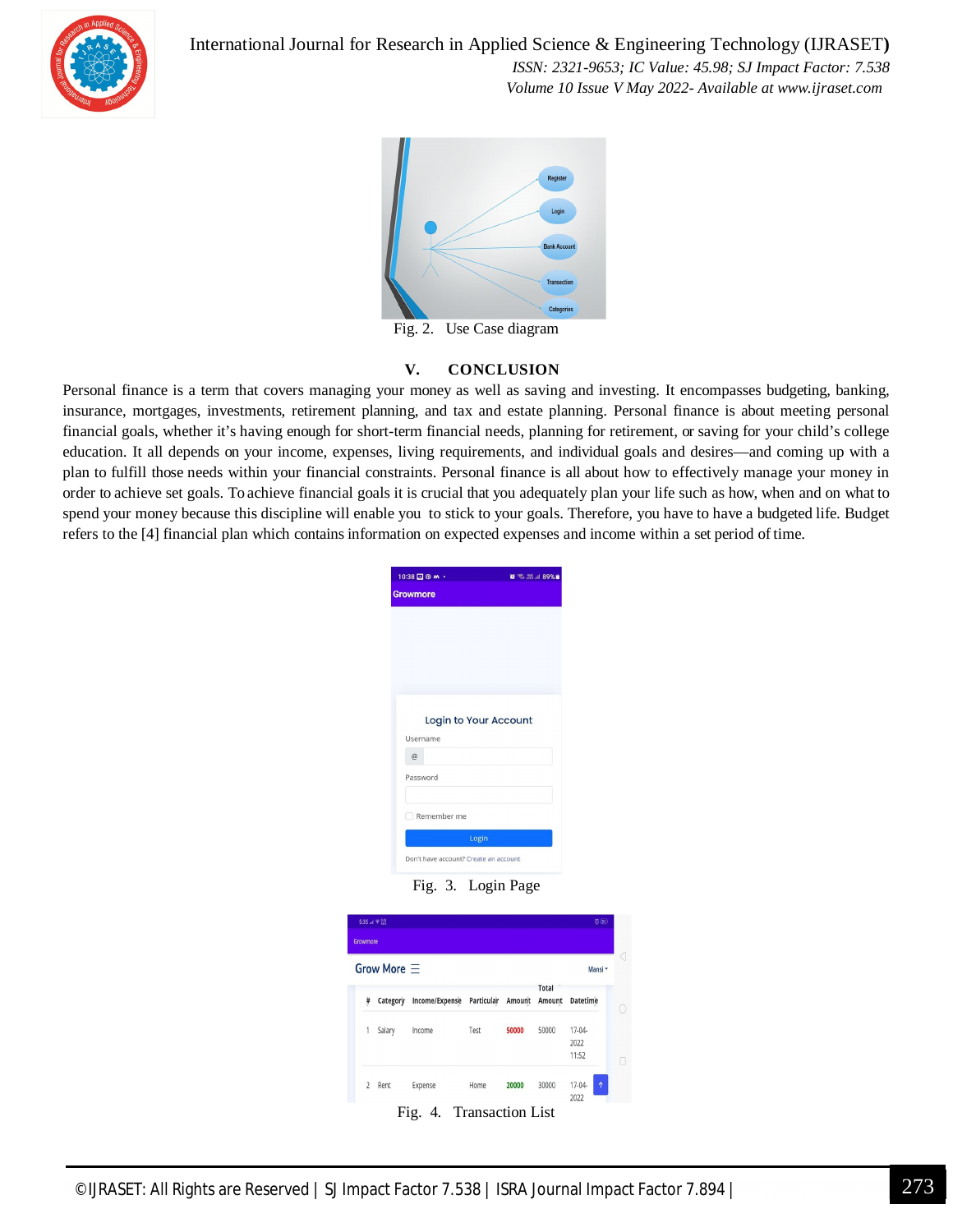Fig. 2. Use Case diagram

## V. CONCLUSION

Personal finance is a term that covers managing your money as well as saving and investing. It encompasses budgeting, banking, insurance, mortgages, investments, retirement planning, and tax and estate planning. Personal finance is about meeting personal financial goals, whether it's having enough for short-term financial needs, planning for retirement, or saving for your child's college education. It all depends on your income, expenses, living requirements, and individual goals and desires—and coming up with a plan to fulfill those needs within your financial constraints. Personal finance is all about how to effectively manage your money in order to achieve set goals. To achieve financial goals it is crucial that you adequately plan your life such as how, when and on what to spend your money because this discipline will enable you to stick to your goals. Therefore, you have to have a budgeted life. Budget refers to the [4] financial plan which contains information on expected expenses and income within a set period of time.

Fig. 3. Login Page

Fig. 4. Transaction List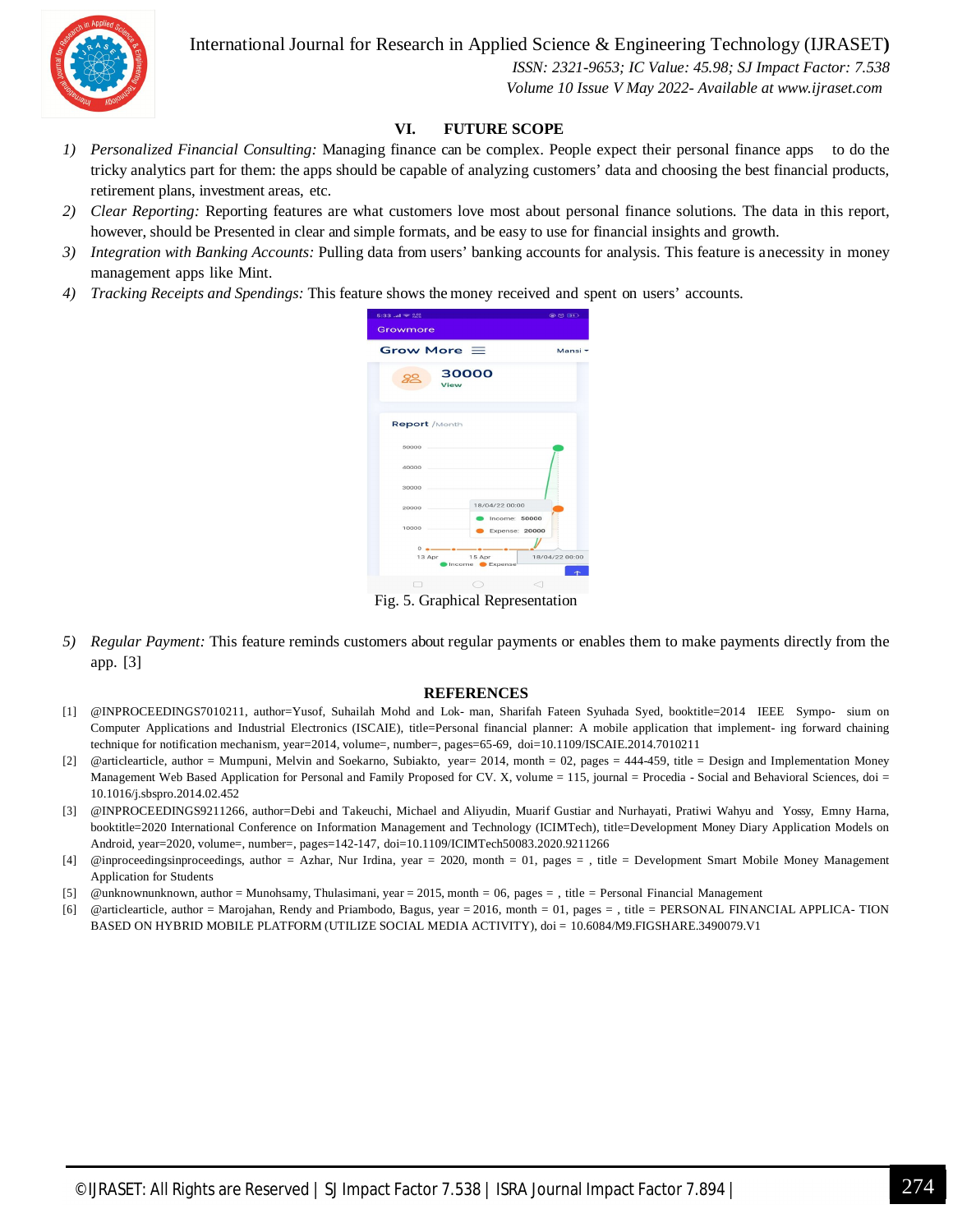## VI. FUTURE SCOPE

1) *Personalized Financial Consulting:* Managing finance can be complex. People expect their personal finance apps to do the tricky analytics part for them: the apps should be capable of analyzing customers' data and choosing the best financial products, retirement plans, investment areas, etc.
2) *Clear Reporting:* Reporting features are what customers love most about personal finance solutions. The data in this report, however, should be Presented in clear and simple formats, and be easy to use for financial insights and growth.
3) *Integration with Banking Accounts:* Pulling data from users' banking accounts for analysis. This feature is anecessity in money management apps like Mint.
4) *Tracking Receipts and Spendings:* This feature shows the money received and spent on users' accounts.

Fig. 5. Graphical Representation

5) *Regular Payment:* This feature reminds customers about regular payments or enables them to make payments directly from the app. [3]

## REFERENCES

[1] @INPROCEEDINGS7010211, author=Yusof, Suhailah Mohd and Lok- man, Sharifah Fateen Syuhada Syed, booktitle=2014 IEEE Sympo- sium on Computer Applications and Industrial Electronics (ISCAIE), title=Personal financial planner: A mobile application that implement- ing forward chaining technique for notification mechanism, year=2014, volume=, number=, pages=65-69, doi=10.1109/ISCAIE.2014.7010211

[2] @articlearticle, author = Mumpuni, Melvin and Soekarno, Subiakto, year= 2014, month = 02, pages = 444-459, title = Design and Implementation Money Management Web Based Application for Personal and Family Proposed for CV. X, volume = 115, journal = Procedia - Social and Behavioral Sciences, doi = 10.1016/j.sbspro.2014.02.452

[3] @INPROCEEDINGS9211266, author=Debi and Takeuchi, Michael and Aliyudin, Muarif Gustiar and Nurhayati, Pratiwi Wahyu and Yossy, Emny Harna, booktitle=2020 International Conference on Information Management and Technology (ICIMTech), title=Development Money Diary Application Models on Android, year=2020, volume=, number=, pages=142-147, doi=10.1109/ICIMTech50083.2020.9211266

[4] @inproceedingsinproceedings, author = Azhar, Nur Irdina, year = 2020, month = 01, pages = , title = Development Smart Mobile Money Management Application for Students

[5] @unknownunknown, author = Munohsamy, Thulasimani, year = 2015, month = 06, pages = , title = Personal Financial Management

[6] @articlearticle, author = Marojahan, Rendy and Priambodo, Bagus, year = 2016, month = 01, pages = , title = PERSONAL FINANCIAL APPLICA- TION BASED ON HYBRID MOBILE PLATFORM (UTILIZE SOCIAL MEDIA ACTIVITY), doi = 10.6084/M9.FIGSHARE.3490079.V1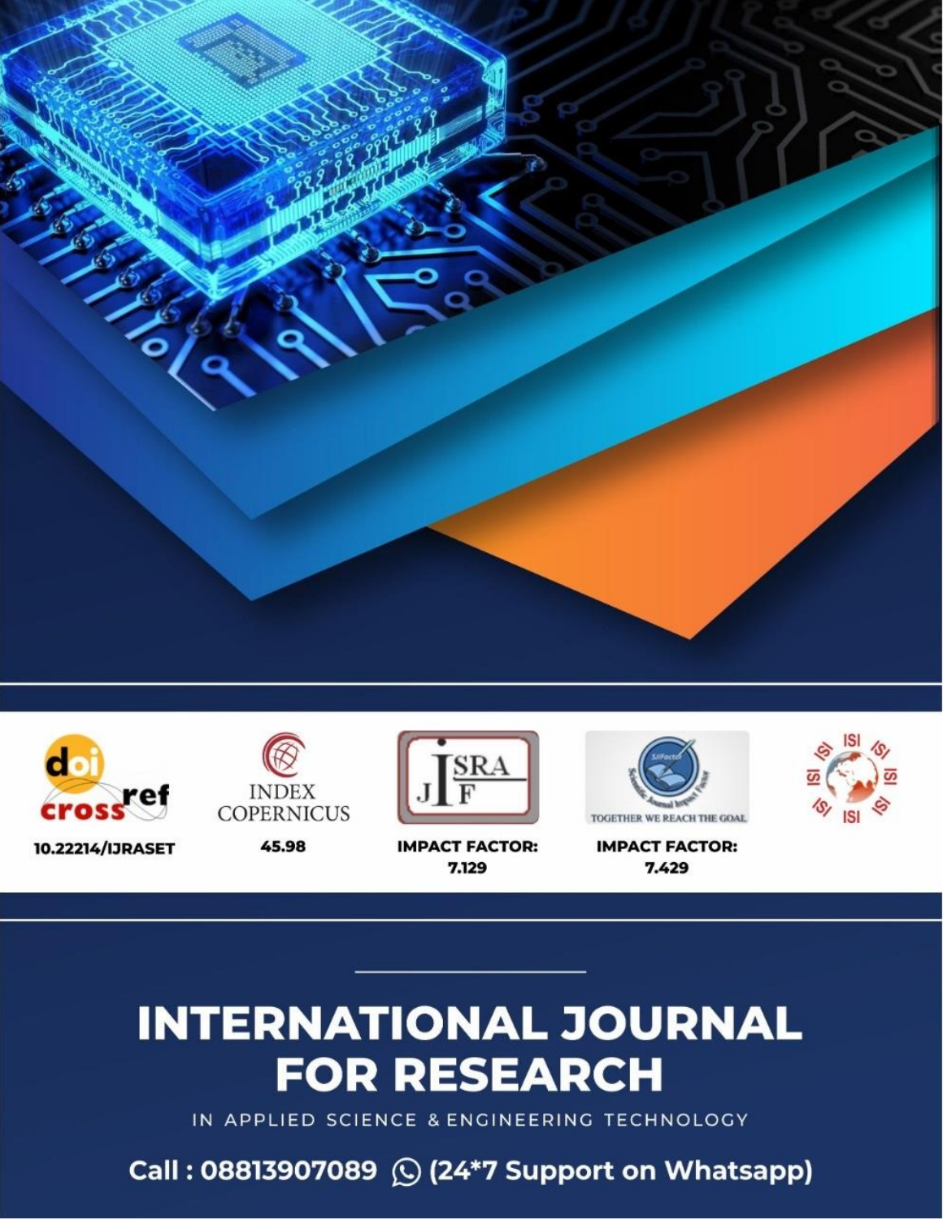10.22214/IJRASET

INDEX COPERNICUS

45.98

IMPACT FACTOR: 7.129

IMPACT FACTOR: 7.429

# INTERNATIONAL JOURNAL FOR RESEARCH

IN APPLIED SCIENCE & ENGINEERING TECHNOLOGY

Call : 08813907089 (24*7 Support on Whatsapp)